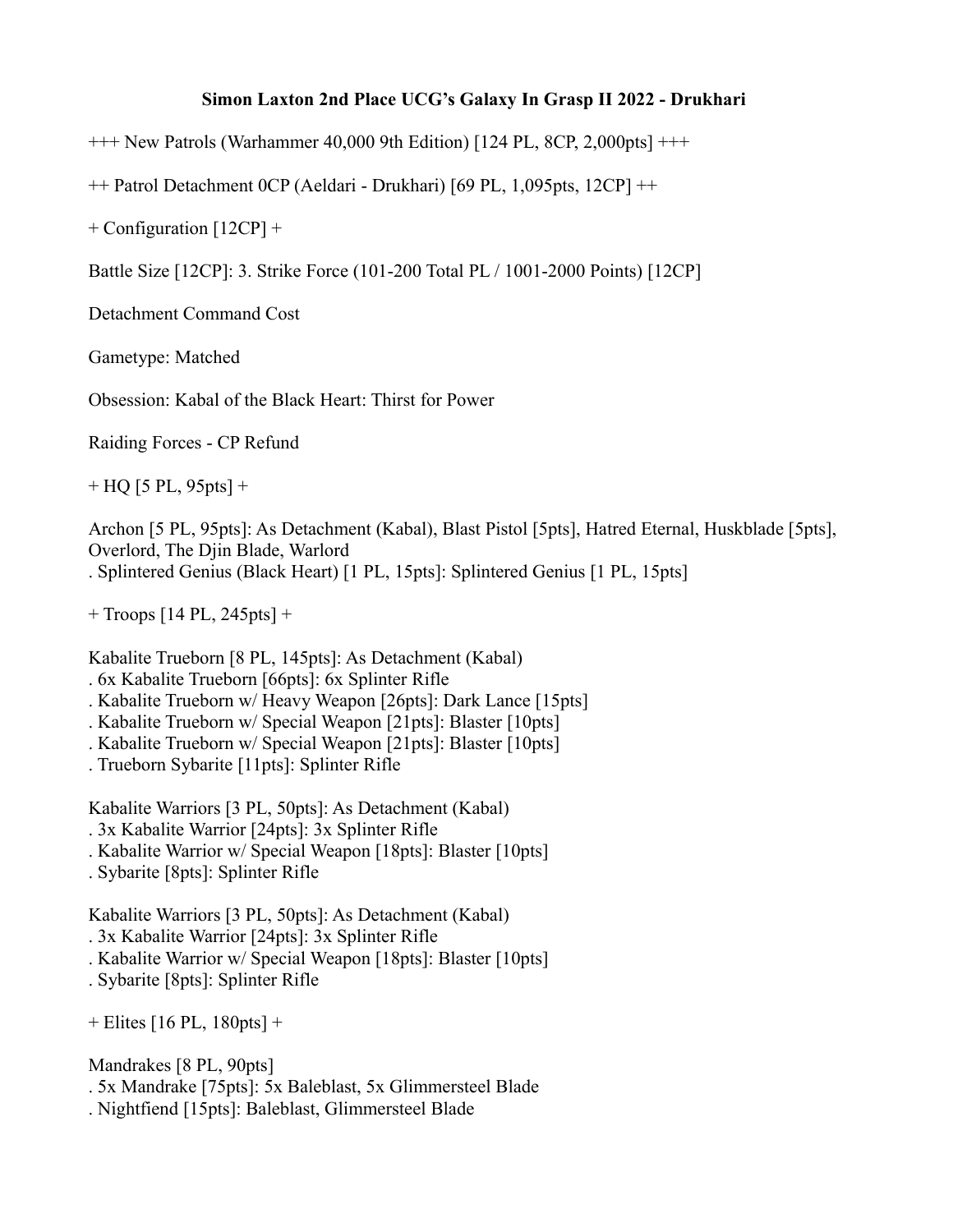**Simon Laxton 2nd Place UCG's Galaxy In Grasp II 2022 - Drukhari**

+++ New Patrols (Warhammer 40,000 9th Edition) [124 PL, 8CP, 2,000pts] +++

++ Patrol Detachment 0CP (Aeldari - Drukhari) [69 PL, 1,095pts, 12CP] ++

+ Configuration [12CP] +

Battle Size [12CP]: 3. Strike Force (101-200 Total PL / 1001-2000 Points) [12CP]

Detachment Command Cost

Gametype: Matched

Obsession: Kabal of the Black Heart: Thirst for Power

Raiding Forces - CP Refund

+ HQ [5 PL, 95pts] +

Archon [5 PL, 95pts]: As Detachment (Kabal), Blast Pistol [5pts], Hatred Eternal, Huskblade [5pts], Overlord, The Djin Blade, Warlord
. Splintered Genius (Black Heart) [1 PL, 15pts]: Splintered Genius [1 PL, 15pts]

+ Troops [14 PL, 245pts] +

Kabalite Trueborn [8 PL, 145pts]: As Detachment (Kabal)
. 6x Kabalite Trueborn [66pts]: 6x Splinter Rifle
. Kabalite Trueborn w/ Heavy Weapon [26pts]: Dark Lance [15pts]
. Kabalite Trueborn w/ Special Weapon [21pts]: Blaster [10pts]
. Kabalite Trueborn w/ Special Weapon [21pts]: Blaster [10pts]
. Trueborn Sybarite [11pts]: Splinter Rifle

Kabalite Warriors [3 PL, 50pts]: As Detachment (Kabal)
. 3x Kabalite Warrior [24pts]: 3x Splinter Rifle
. Kabalite Warrior w/ Special Weapon [18pts]: Blaster [10pts]
. Sybarite [8pts]: Splinter Rifle

Kabalite Warriors [3 PL, 50pts]: As Detachment (Kabal)
. 3x Kabalite Warrior [24pts]: 3x Splinter Rifle
. Kabalite Warrior w/ Special Weapon [18pts]: Blaster [10pts]
. Sybarite [8pts]: Splinter Rifle

+ Elites [16 PL, 180pts] +

Mandrakes [8 PL, 90pts]
. 5x Mandrake [75pts]: 5x Baleblast, 5x Glimmersteel Blade
. Nightfiend [15pts]: Baleblast, Glimmersteel Blade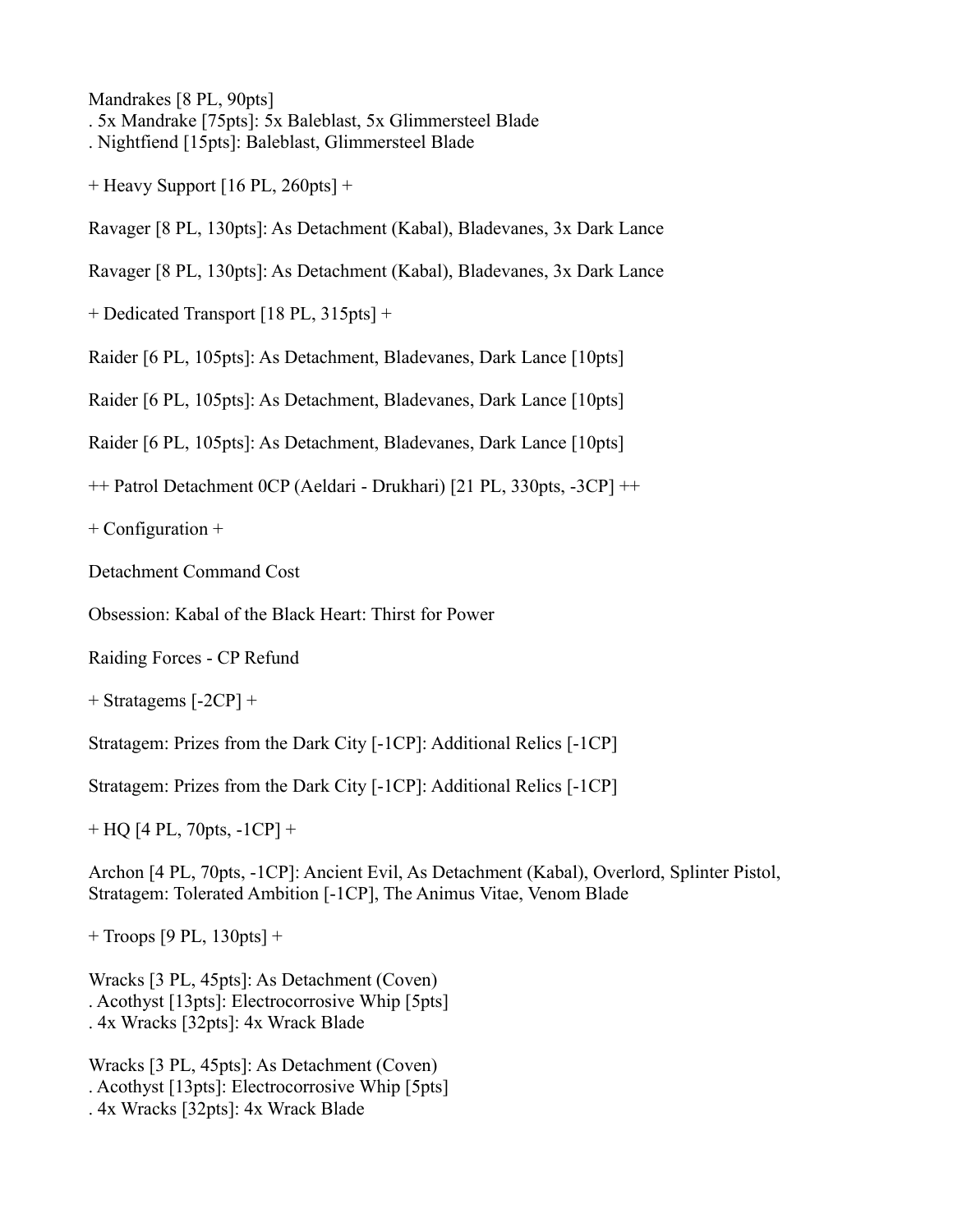Mandrakes [8 PL, 90pts]
. 5x Mandrake [75pts]: 5x Baleblast, 5x Glimmersteel Blade
. Nightfiend [15pts]: Baleblast, Glimmersteel Blade

+ Heavy Support [16 PL, 260pts] +

Ravager [8 PL, 130pts]: As Detachment (Kabal), Bladevanes, 3x Dark Lance

Ravager [8 PL, 130pts]: As Detachment (Kabal), Bladevanes, 3x Dark Lance

+ Dedicated Transport [18 PL, 315pts] +

Raider [6 PL, 105pts]: As Detachment, Bladevanes, Dark Lance [10pts]

Raider [6 PL, 105pts]: As Detachment, Bladevanes, Dark Lance [10pts]

Raider [6 PL, 105pts]: As Detachment, Bladevanes, Dark Lance [10pts]

++ Patrol Detachment 0CP (Aeldari - Drukhari) [21 PL, 330pts, -3CP] ++

+ Configuration +

Detachment Command Cost

Obsession: Kabal of the Black Heart: Thirst for Power

Raiding Forces - CP Refund

+ Stratagems [-2CP] +

Stratagem: Prizes from the Dark City [-1CP]: Additional Relics [-1CP]

Stratagem: Prizes from the Dark City [-1CP]: Additional Relics [-1CP]

+ HQ [4 PL, 70pts, -1CP] +

Archon [4 PL, 70pts, -1CP]: Ancient Evil, As Detachment (Kabal), Overlord, Splinter Pistol, Stratagem: Tolerated Ambition [-1CP], The Animus Vitae, Venom Blade

+ Troops [9 PL, 130pts] +

Wracks [3 PL, 45pts]: As Detachment (Coven)
. Acothyst [13pts]: Electrocorrosive Whip [5pts]
. 4x Wracks [32pts]: 4x Wrack Blade

Wracks [3 PL, 45pts]: As Detachment (Coven)
. Acothyst [13pts]: Electrocorrosive Whip [5pts]
. 4x Wracks [32pts]: 4x Wrack Blade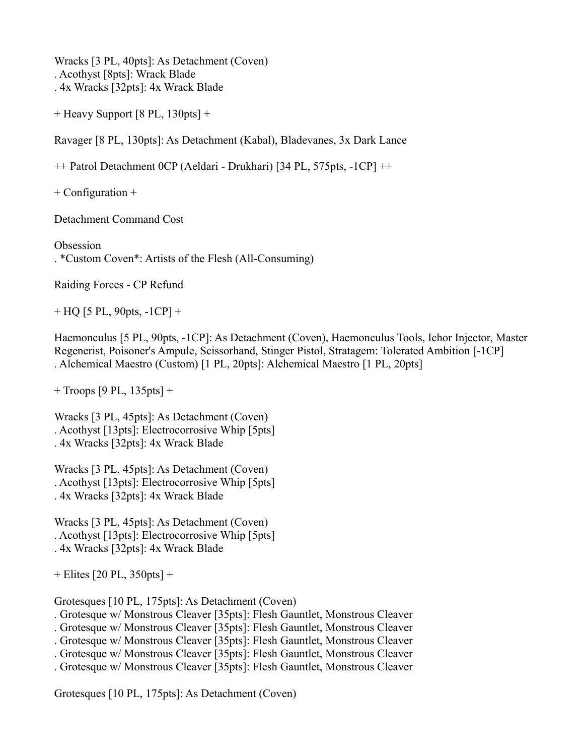Wracks [3 PL, 40pts]: As Detachment (Coven)
. Acothyst [8pts]: Wrack Blade
. 4x Wracks [32pts]: 4x Wrack Blade

+ Heavy Support [8 PL, 130pts] +

Ravager [8 PL, 130pts]: As Detachment (Kabal), Bladevanes, 3x Dark Lance

++ Patrol Detachment 0CP (Aeldari - Drukhari) [34 PL, 575pts, -1CP] ++

+ Configuration +

Detachment Command Cost

Obsession
. *Custom Coven*: Artists of the Flesh (All-Consuming)

Raiding Forces - CP Refund

+ HQ [5 PL, 90pts, -1CP] +

Haemonculus [5 PL, 90pts, -1CP]: As Detachment (Coven), Haemonculus Tools, Ichor Injector, Master Regenerist, Poisoner's Ampule, Scissorhand, Stinger Pistol, Stratagem: Tolerated Ambition [-1CP]
. Alchemical Maestro (Custom) [1 PL, 20pts]: Alchemical Maestro [1 PL, 20pts]

+ Troops [9 PL, 135pts] +

Wracks [3 PL, 45pts]: As Detachment (Coven)
. Acothyst [13pts]: Electrocorrosive Whip [5pts]
. 4x Wracks [32pts]: 4x Wrack Blade

Wracks [3 PL, 45pts]: As Detachment (Coven)
. Acothyst [13pts]: Electrocorrosive Whip [5pts]
. 4x Wracks [32pts]: 4x Wrack Blade

Wracks [3 PL, 45pts]: As Detachment (Coven)
. Acothyst [13pts]: Electrocorrosive Whip [5pts]
. 4x Wracks [32pts]: 4x Wrack Blade

+ Elites [20 PL, 350pts] +

Grotesques [10 PL, 175pts]: As Detachment (Coven)
. Grotesque w/ Monstrous Cleaver [35pts]: Flesh Gauntlet, Monstrous Cleaver
. Grotesque w/ Monstrous Cleaver [35pts]: Flesh Gauntlet, Monstrous Cleaver
. Grotesque w/ Monstrous Cleaver [35pts]: Flesh Gauntlet, Monstrous Cleaver
. Grotesque w/ Monstrous Cleaver [35pts]: Flesh Gauntlet, Monstrous Cleaver
. Grotesque w/ Monstrous Cleaver [35pts]: Flesh Gauntlet, Monstrous Cleaver

Grotesques [10 PL, 175pts]: As Detachment (Coven)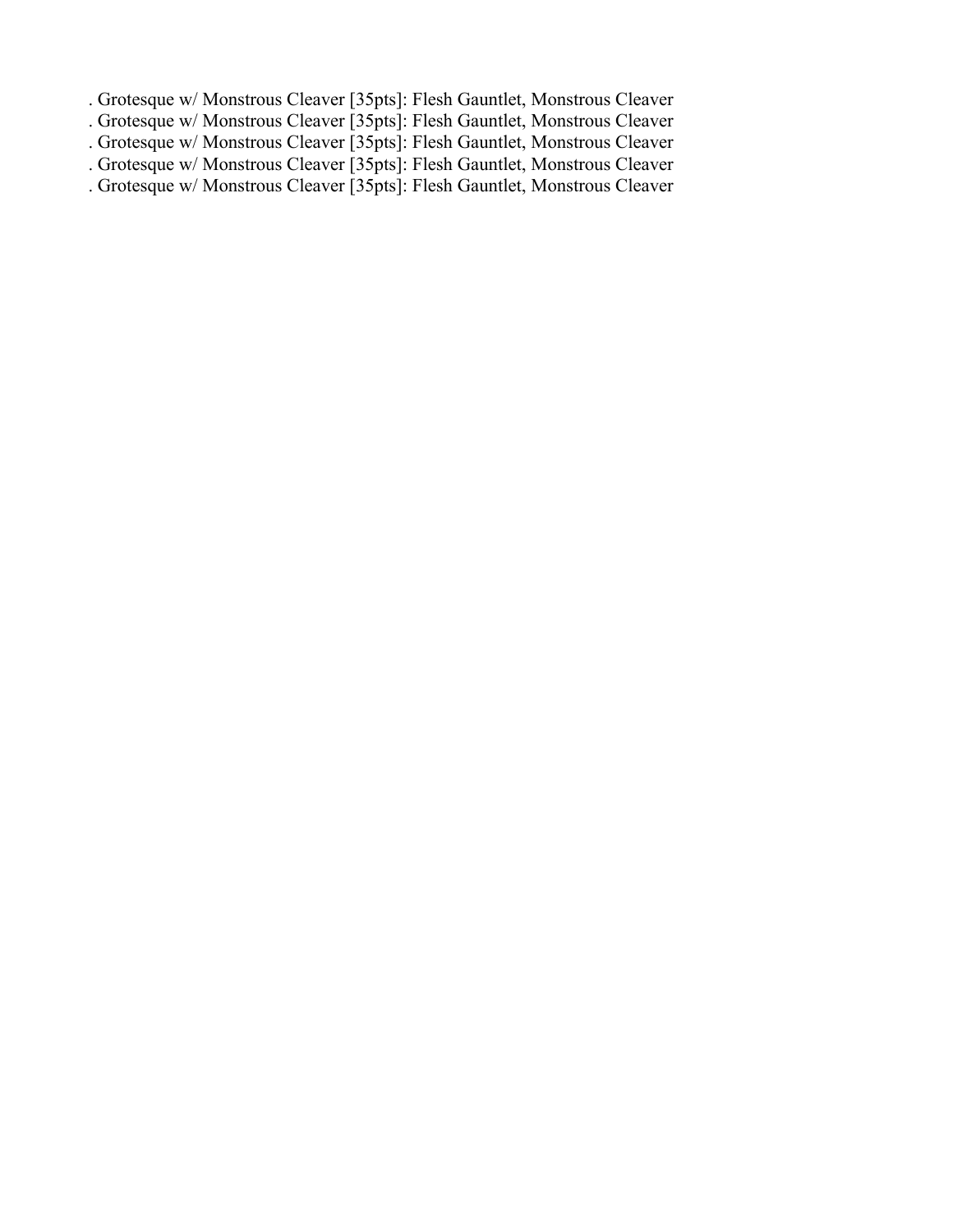. Grotesque w/ Monstrous Cleaver [35pts]: Flesh Gauntlet, Monstrous Cleaver
. Grotesque w/ Monstrous Cleaver [35pts]: Flesh Gauntlet, Monstrous Cleaver
. Grotesque w/ Monstrous Cleaver [35pts]: Flesh Gauntlet, Monstrous Cleaver
. Grotesque w/ Monstrous Cleaver [35pts]: Flesh Gauntlet, Monstrous Cleaver
. Grotesque w/ Monstrous Cleaver [35pts]: Flesh Gauntlet, Monstrous Cleaver